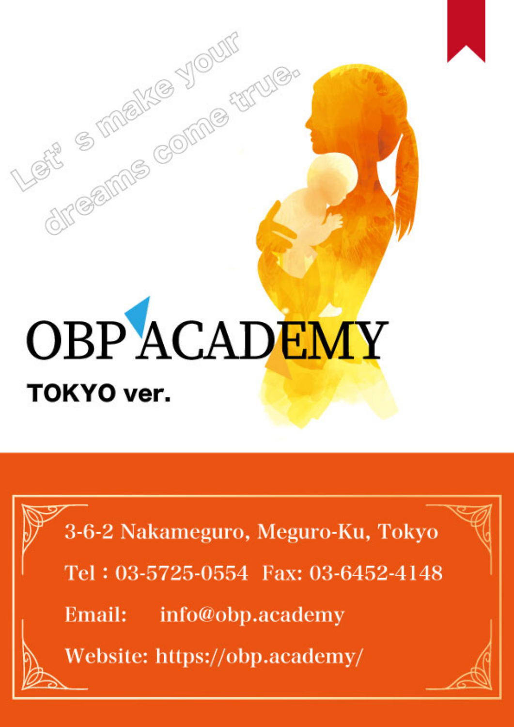Let' s make your dreams come true.

# OBP ACADEMY

**TOKYO ver.**

3-6-2 Nakameguro, Meguro-Ku, Tokyo

Tel : 03-5725-0554 Fax: 03-6452-4148

Email: info@obp.academy

Website: https://obp.academy/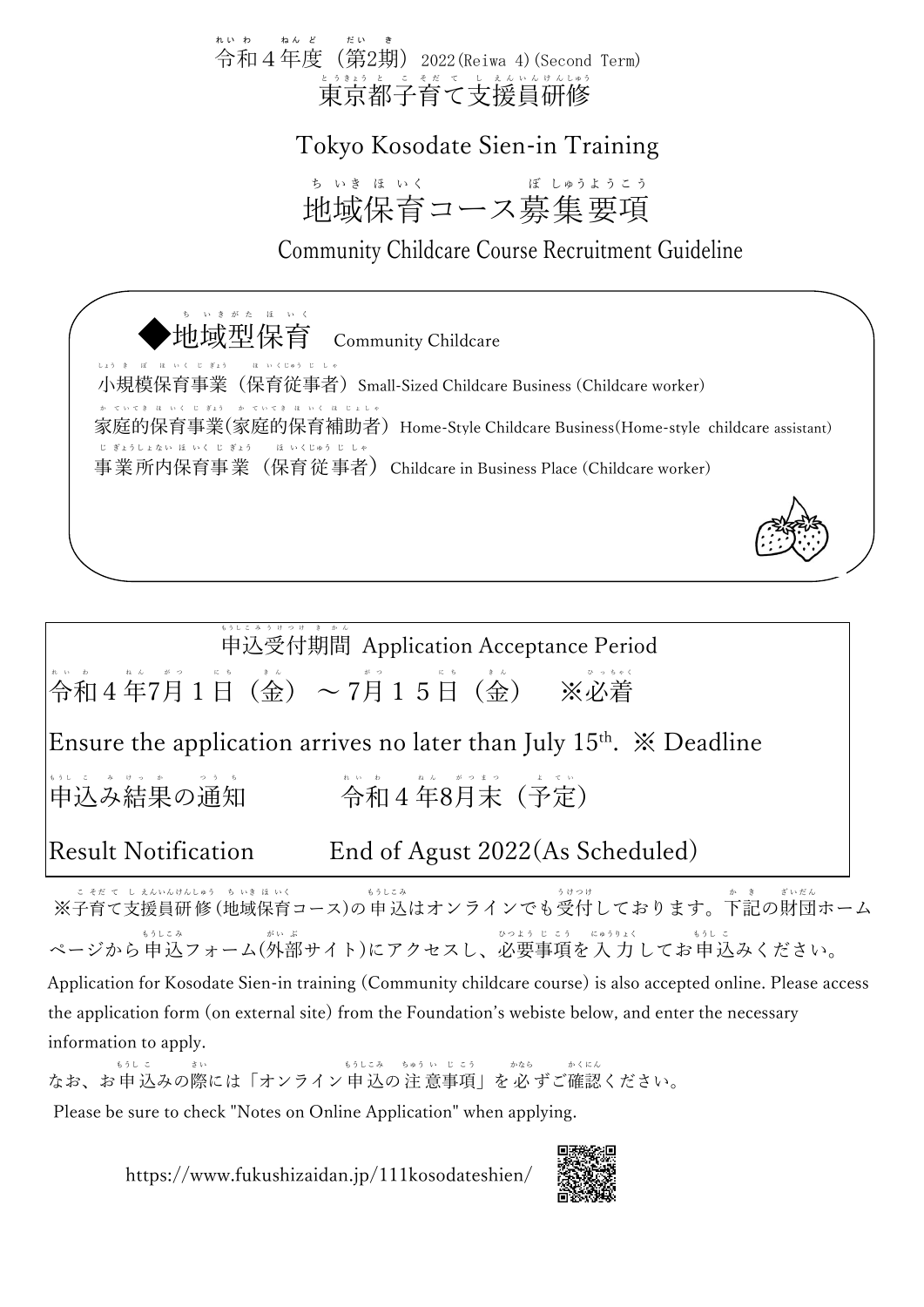令和４年度（第2期）2022(Reiwa 4)(Second Term)

# 東京都子育て支援員研修

# Tokyo Kosodate Sien-in Training

# 地域保育コース募集要項

## Community Childcare Course Recruitment Guideline

### ◆地域型保育 Community Childcare

小規模保育事業（保育従事者）Small-Sized Childcare Business (Childcare worker)

家庭的保育事業(家庭的保育補助者) Home-Style Childcare Business(Home-style childcare assistant)

事業所内保育事業（保育従事者）Childcare in Business Place (Childcare worker)

---

申込受付期間 Application Acceptance Period

令和４年7月１日（金）～7月１５日（金） ※必着

Ensure the application arrives no later than July 15th. ※ Deadline

申込み結果の通知 令和４年8月末（予定）

Result Notification End of Agust 2022(As Scheduled)

---

※子育て支援員研修(地域保育コース)の申込はオンラインでも受付しております。下記の財団ホームページから申込フォーム(外部サイト)にアクセスし、必要事項を入力してお申込みください。

Application for Kosodate Sien-in training (Community childcare course) is also accepted online. Please access the application form (on external site) from the Foundation's webiste below, and enter the necessary information to apply.

なお、お申込みの際には「オンライン申込の注意事項」を必ずご確認ください。

Please be sure to check "Notes on Online Application" when applying.

https://www.fukushizaidan.jp/111kosodateshien/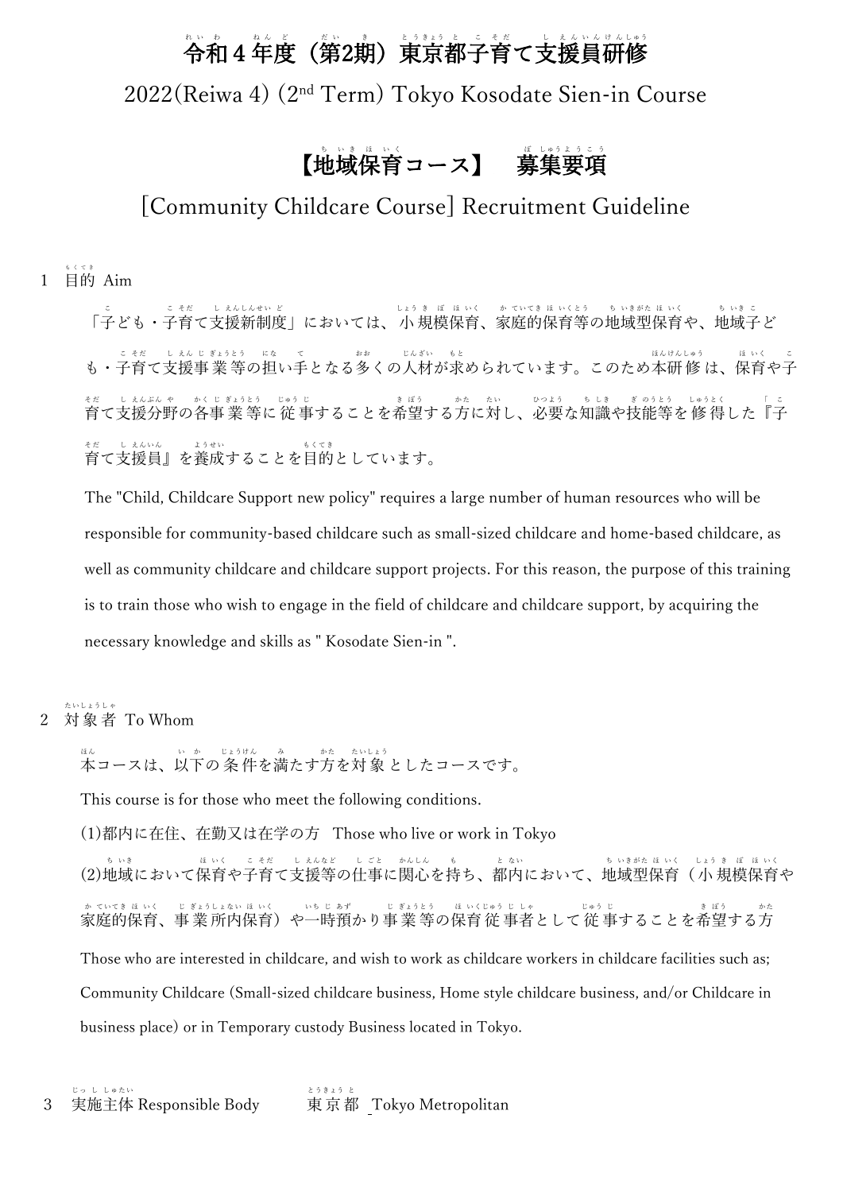# 令和４年度（第2期）東京都子育て支援員研修

2022(Reiwa 4) (2nd Term) Tokyo Kosodate Sien-in Course

# 【地域保育コース】　募集要項

[Community Childcare Course] Recruitment Guideline

## 1　目的 Aim

「子ども・子育て支援新制度」においては、小規模保育、家庭的保育等の地域型保育や、地域子ども・子育て支援事業等の担い手となる多くの人材が求められています。このため本研修は、保育や子育て支援分野の各事業等に従事することを希望する方に対し、必要な知識や技能等を修得した『子育て支援員』を養成することを目的としています。

The "Child, Childcare Support new policy" requires a large number of human resources who will be responsible for community-based childcare such as small-sized childcare and home-based childcare, as well as community childcare and childcare support projects. For this reason, the purpose of this training is to train those who wish to engage in the field of childcare and childcare support, by acquiring the necessary knowledge and skills as " Kosodate Sien-in ".

## 2　対象者 To Whom

本コースは、以下の条件を満たす方を対象としたコースです。

This course is for those who meet the following conditions.

(1)都内に在住、在勤又は在学の方　Those who live or work in Tokyo

(2)地域において保育や子育て支援等の仕事に関心を持ち、都内において、地域型保育（小規模保育や家庭的保育、事業所内保育）や一時預かり事業等の保育従事者として従事することを希望する方

Those who are interested in childcare, and wish to work as childcare workers in childcare facilities such as; Community Childcare (Small-sized childcare business, Home style childcare business, and/or Childcare in business place) or in Temporary custody Business located in Tokyo.

## 3　実施主体 Responsible Body　　東京都 Tokyo Metropolitan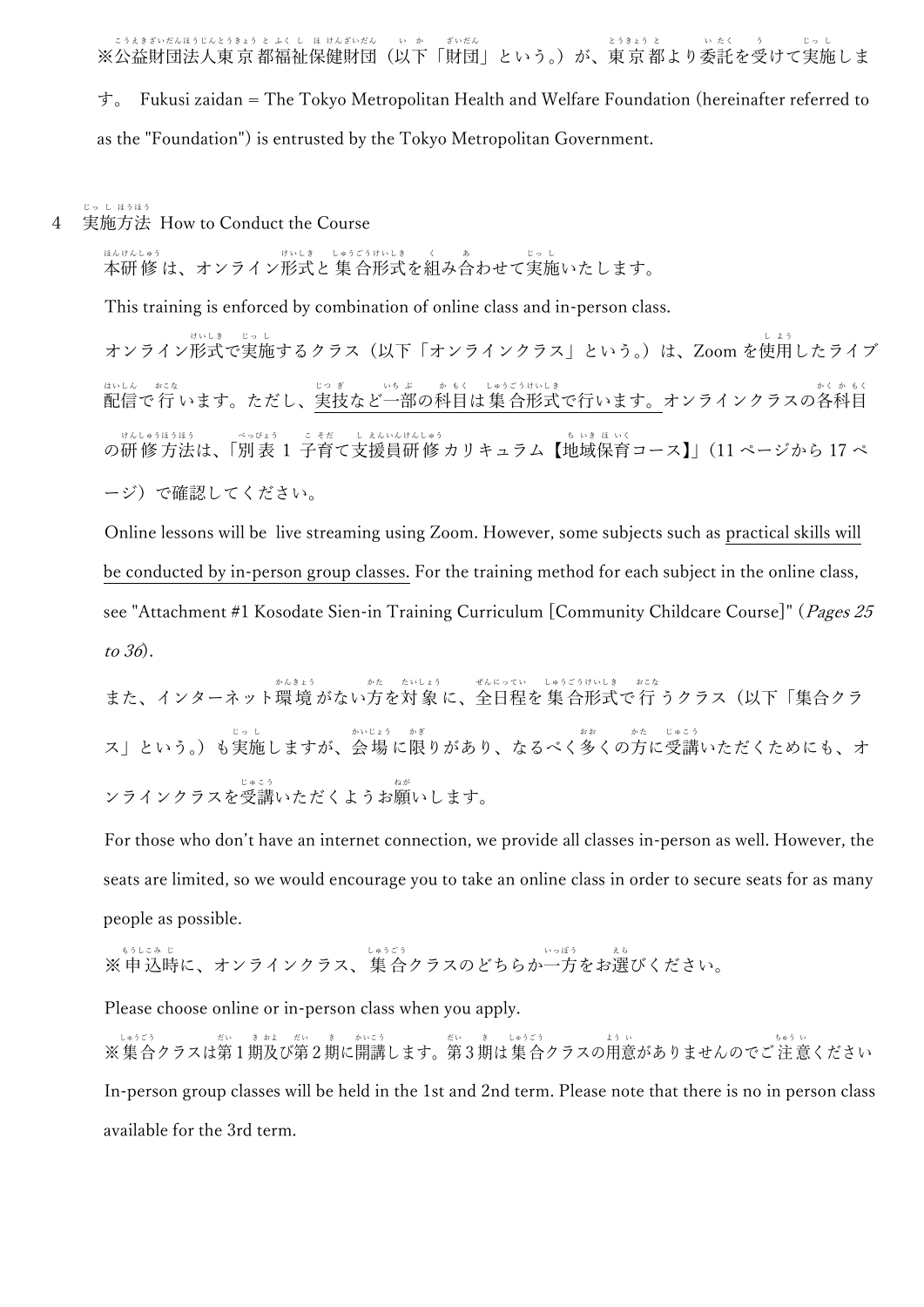※公益財団法人東京都福祉保健財団（以下「財団」という。）が、東京都より委託を受けて実施します。 Fukusi zaidan = The Tokyo Metropolitan Health and Welfare Foundation (hereinafter referred to as the "Foundation") is entrusted by the Tokyo Metropolitan Government.

## 4 実施方法 How to Conduct the Course

本研修は、オンライン形式と集合形式を組み合わせて実施いたします。

This training is enforced by combination of online class and in-person class.

オンライン形式で実施するクラス（以下「オンラインクラス」という。）は、Zoom を使用したライブ配信で行います。ただし、実技など一部の科目は集合形式で行います。オンラインクラスの各科目の研修方法は、「別表 1 子育て支援員研修カリキュラム【地域保育コース】」（11 ページから 17 ページ）で確認してください。

Online lessons will be live streaming using Zoom. However, some subjects such as practical skills will be conducted by in-person group classes. For the training method for each subject in the online class, see "Attachment #1 Kosodate Sien-in Training Curriculum [Community Childcare Course]" (*Pages 25 to 36*).

また、インターネット環境がない方を対象に、全日程を集合形式で行うクラス（以下「集合クラス」という。）も実施しますが、会場に限りがあり、なるべく多くの方に受講いただくためにも、オンラインクラスを受講いただくようお願いします。

For those who don't have an internet connection, we provide all classes in-person as well. However, the seats are limited, so we would encourage you to take an online class in order to secure seats for as many people as possible.

※申込時に、オンラインクラス、集合クラスのどちらか一方をお選びください。

Please choose online or in-person class when you apply.

※集合クラスは第 1 期及び第 2 期に開講します。第 3 期は集合クラスの用意がありませんのでご注意ください

In-person group classes will be held in the 1st and 2nd term. Please note that there is no in person class available for the 3rd term.